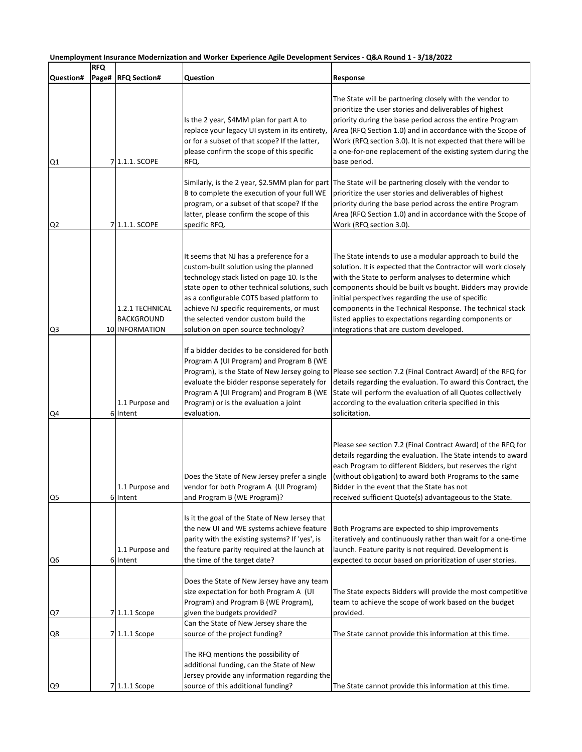**Unemployment Insurance Modernization and Worker Experience Agile Development Services - Q&A Round 1 - 3/18/2022**

| Question# | RFQ Page# | RFQ Section# | Question | Response |
|---|---|---|---|---|
| Q1 | 7 | 1.1.1. SCOPE | Is the 2 year, $4MM plan for part A to replace your legacy UI system in its entirety, or for a subset of that scope? If the latter, please confirm the scope of this specific RFQ. | The State will be partnering closely with the vendor to prioritize the user stories and deliverables of highest priority during the base period across the entire Program Area (RFQ Section 1.0) and in accordance with the Scope of Work (RFQ section 3.0). It is not expected that there will be a one-for-one replacement of the existing system during the base period. |
| Q2 | 7 | 1.1.1. SCOPE | Similarly, is the 2 year, $2.5MM plan for part B to complete the execution of your full WE program, or a subset of that scope? If the latter, please confirm the scope of this specific RFQ. | The State will be partnering closely with the vendor to prioritize the user stories and deliverables of highest priority during the base period across the entire Program Area (RFQ Section 1.0) and in accordance with the Scope of Work (RFQ section 3.0). |
| Q3 | 10 | 1.2.1 TECHNICAL BACKGROUND INFORMATION | It seems that NJ has a preference for a custom-built solution using the planned technology stack listed on page 10. Is the state open to other technical solutions, such as a configurable COTS based platform to achieve NJ specific requirements, or must the selected vendor custom build the solution on open source technology? | The State intends to use a modular approach to build the solution. It is expected that the Contractor will work closely with the State to perform analyses to determine which components should be built vs bought. Bidders may provide initial perspectives regarding the use of specific components in the Technical Response. The technical stack listed applies to expectations regarding components or integrations that are custom developed. |
| Q4 | 6 | 1.1 Purpose and Intent | If a bidder decides to be considered for both Program A (UI Program) and Program B (WE Program), is the State of New Jersey going to evaluate the bidder response seperately for Program A (UI Program) and Program B (WE Program) or is the evaluation a joint evaluation. | Please see section 7.2 (Final Contract Award) of the RFQ for details regarding the evaluation. To award this Contract, the State will perform the evaluation of all Quotes collectively according to the evaluation criteria specified in this solicitation. |
| Q5 | 6 | 1.1 Purpose and Intent | Does the State of New Jersey prefer a single vendor for both Program A (UI Program) and Program B (WE Program)? | Please see section 7.2 (Final Contract Award) of the RFQ for details regarding the evaluation. The State intends to award each Program to different Bidders, but reserves the right (without obligation) to award both Programs to the same Bidder in the event that the State has not received sufficient Quote(s) advantageous to the State. |
| Q6 | 6 | 1.1 Purpose and Intent | Is it the goal of the State of New Jersey that the new UI and WE systems achieve feature parity with the existing systems? If 'yes', is the feature parity required at the launch at the time of the target date? | Both Programs are expected to ship improvements iteratively and continuously rather than wait for a one-time launch. Feature parity is not required. Development is expected to occur based on prioritization of user stories. |
| Q7 | 7 | 1.1.1 Scope | Does the State of New Jersey have any team size expectation for both Program A (UI Program) and Program B (WE Program), given the budgets provided? | The State expects Bidders will provide the most competitive team to achieve the scope of work based on the budget provided. |
| Q8 | 7 | 1.1.1 Scope | Can the State of New Jersey share the source of the project funding? | The State cannot provide this information at this time. |
| Q9 | 7 | 1.1.1 Scope | The RFQ mentions the possibility of additional funding, can the State of New Jersey provide any information regarding the source of this additional funding? | The State cannot provide this information at this time. |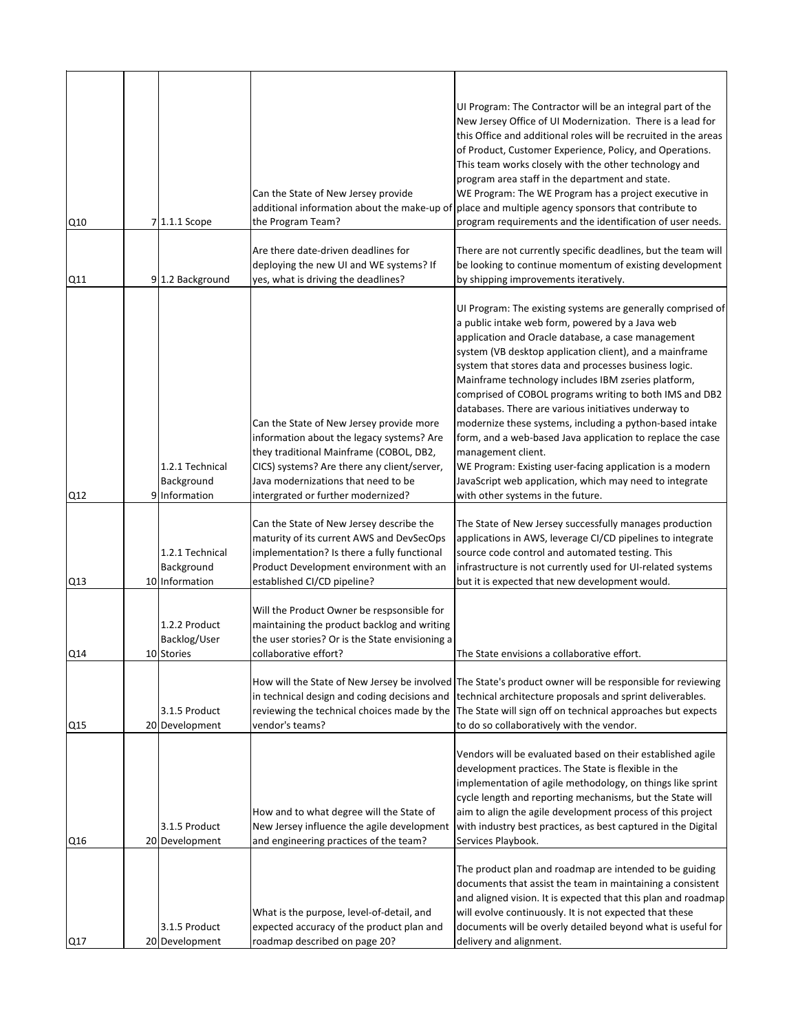| | | | | |
|---|---|---|---|---|
| Q10 | 7 | 1.1.1 Scope | Can the State of New Jersey provide additional information about the make-up of the Program Team? | UI Program: The Contractor will be an integral part of the New Jersey Office of UI Modernization. There is a lead for this Office and additional roles will be recruited in the areas of Product, Customer Experience, Policy, and Operations. This team works closely with the other technology and program area staff in the department and state.<br>WE Program: The WE Program has a project executive in place and multiple agency sponsors that contribute to program requirements and the identification of user needs. |
| Q11 | 9 | 1.2 Background | Are there date-driven deadlines for deploying the new UI and WE systems? If yes, what is driving the deadlines? | There are not currently specific deadlines, but the team will be looking to continue momentum of existing development by shipping improvements iteratively. |
| Q12 | 9 | 1.2.1 Technical Background Information | Can the State of New Jersey provide more information about the legacy systems? Are they traditional Mainframe (COBOL, DB2, CICS) systems? Are there any client/server, Java modernizations that need to be intergrated or further modernized? | UI Program: The existing systems are generally comprised of a public intake web form, powered by a Java web application and Oracle database, a case management system (VB desktop application client), and a mainframe system that stores data and processes business logic. Mainframe technology includes IBM zseries platform, comprised of COBOL programs writing to both IMS and DB2 databases. There are various initiatives underway to modernize these systems, including a python-based intake form, and a web-based Java application to replace the case management client.<br>WE Program: Existing user-facing application is a modern JavaScript web application, which may need to integrate with other systems in the future. |
| Q13 | 10 | 1.2.1 Technical Background Information | Can the State of New Jersey describe the maturity of its current AWS and DevSecOps implementation? Is there a fully functional Product Development environment with an established CI/CD pipeline? | The State of New Jersey successfully manages production applications in AWS, leverage CI/CD pipelines to integrate source code control and automated testing. This infrastructure is not currently used for UI-related systems but it is expected that new development would. |
| Q14 | 10 | 1.2.2 Product Backlog/User Stories | Will the Product Owner be respsonsible for maintaining the product backlog and writing the user stories? Or is the State envisioning a collaborative effort? | The State envisions a collaborative effort. |
| Q15 | 20 | 3.1.5 Product Development | How will the State of New Jersey be involved in technical design and coding decisions and reviewing the technical choices made by the vendor's teams? | The State's product owner will be responsible for reviewing technical architecture proposals and sprint deliverables. The State will sign off on technical approaches but expects to do so collaboratively with the vendor. |
| Q16 | 20 | 3.1.5 Product Development | How and to what degree will the State of New Jersey influence the agile development and engineering practices of the team? | Vendors will be evaluated based on their established agile development practices. The State is flexible in the implementation of agile methodology, on things like sprint cycle length and reporting mechanisms, but the State will aim to align the agile development process of this project with industry best practices, as best captured in the Digital Services Playbook. |
| Q17 | 20 | 3.1.5 Product Development | What is the purpose, level-of-detail, and expected accuracy of the product plan and roadmap described on page 20? | The product plan and roadmap are intended to be guiding documents that assist the team in maintaining a consistent and aligned vision. It is expected that this plan and roadmap will evolve continuously. It is not expected that these documents will be overly detailed beyond what is useful for delivery and alignment. |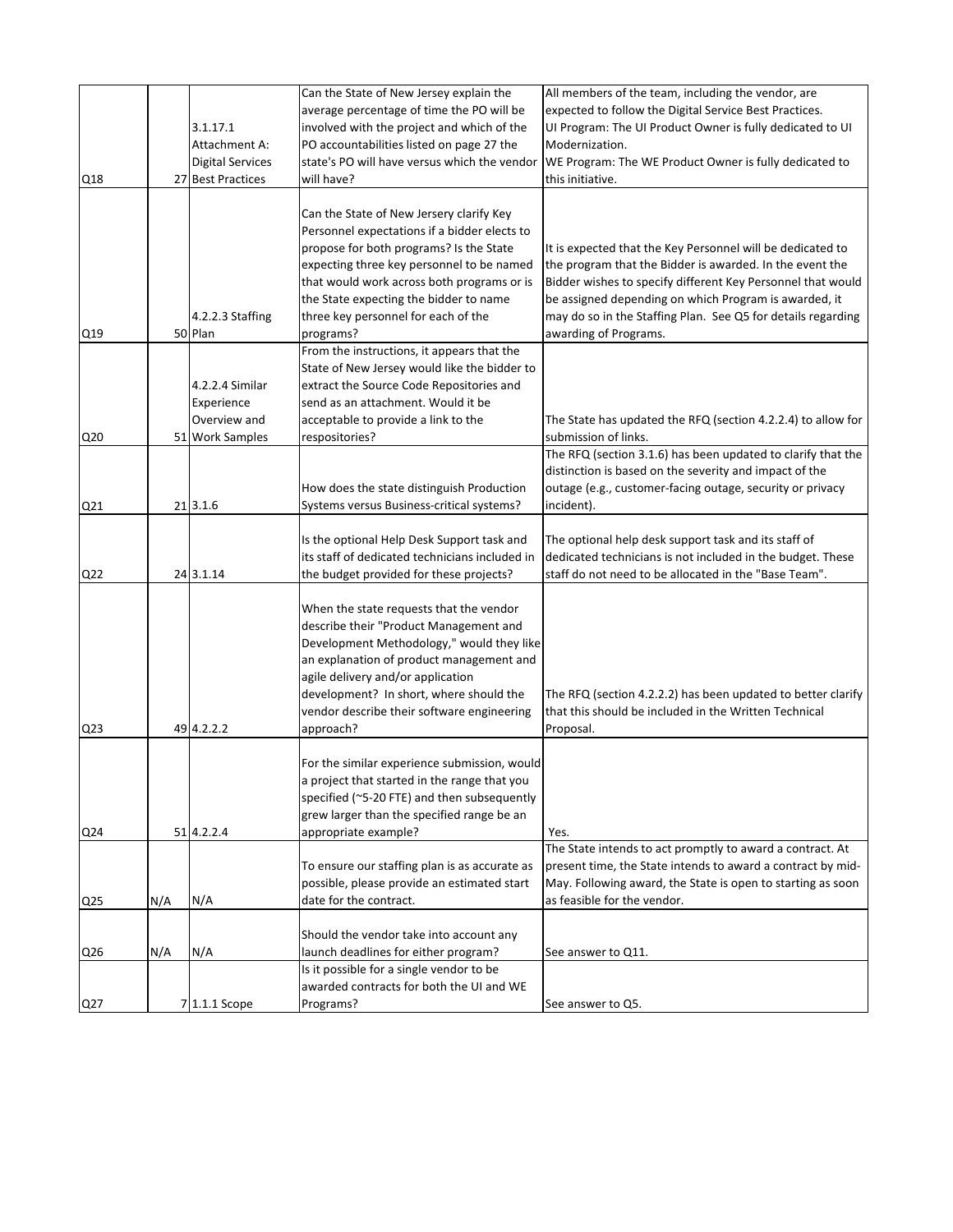| Q18 | 27 | 3.1.17.1 Attachment A: Digital Services Best Practices | Can the State of New Jersey explain the average percentage of time the PO will be involved with the project and which of the PO accountabilities listed on page 27 the state's PO will have versus which the vendor will have? | All members of the team, including the vendor, are expected to follow the Digital Service Best Practices. UI Program: The UI Product Owner is fully dedicated to UI Modernization. WE Program: The WE Product Owner is fully dedicated to this initiative. |
|---|---|---|---|---|
| Q19 | 50 | 4.2.2.3 Staffing Plan | Can the State of New Jersery clarify Key Personnel expectations if a bidder elects to propose for both programs? Is the State expecting three key personnel to be named that would work across both programs or is the State expecting the bidder to name three key personnel for each of the programs? | It is expected that the Key Personnel will be dedicated to the program that the Bidder is awarded. In the event the Bidder wishes to specify different Key Personnel that would be assigned depending on which Program is awarded, it may do so in the Staffing Plan. See Q5 for details regarding awarding of Programs. |
| Q20 | 51 | 4.2.2.4 Similar Experience Overview and Work Samples | From the instructions, it appears that the State of New Jersey would like the bidder to extract the Source Code Repositories and send as an attachment. Would it be acceptable to provide a link to the respositories? | The State has updated the RFQ (section 4.2.2.4) to allow for submission of links. |
| Q21 | 21 | 3.1.6 | How does the state distinguish Production Systems versus Business-critical systems? | The RFQ (section 3.1.6) has been updated to clarify that the distinction is based on the severity and impact of the outage (e.g., customer-facing outage, security or privacy incident). |
| Q22 | 24 | 3.1.14 | Is the optional Help Desk Support task and its staff of dedicated technicians included in the budget provided for these projects? | The optional help desk support task and its staff of dedicated technicians is not included in the budget. These staff do not need to be allocated in the "Base Team". |
| Q23 | 49 | 4.2.2.2 | When the state requests that the vendor describe their "Product Management and Development Methodology," would they like an explanation of product management and agile delivery and/or application development? In short, where should the vendor describe their software engineering approach? | The RFQ (section 4.2.2.2) has been updated to better clarify that this should be included in the Written Technical Proposal. |
| Q24 | 51 | 4.2.2.4 | For the similar experience submission, would a project that started in the range that you specified (~5-20 FTE) and then subsequently grew larger than the specified range be an appropriate example? | Yes. |
| Q25 | N/A | N/A | To ensure our staffing plan is as accurate as possible, please provide an estimated start date for the contract. | The State intends to act promptly to award a contract. At present time, the State intends to award a contract by mid-May. Following award, the State is open to starting as soon as feasible for the vendor. |
| Q26 | N/A | N/A | Should the vendor take into account any launch deadlines for either program? | See answer to Q11. |
| Q27 | 7 | 1.1.1 Scope | Is it possible for a single vendor to be awarded contracts for both the UI and WE Programs? | See answer to Q5. |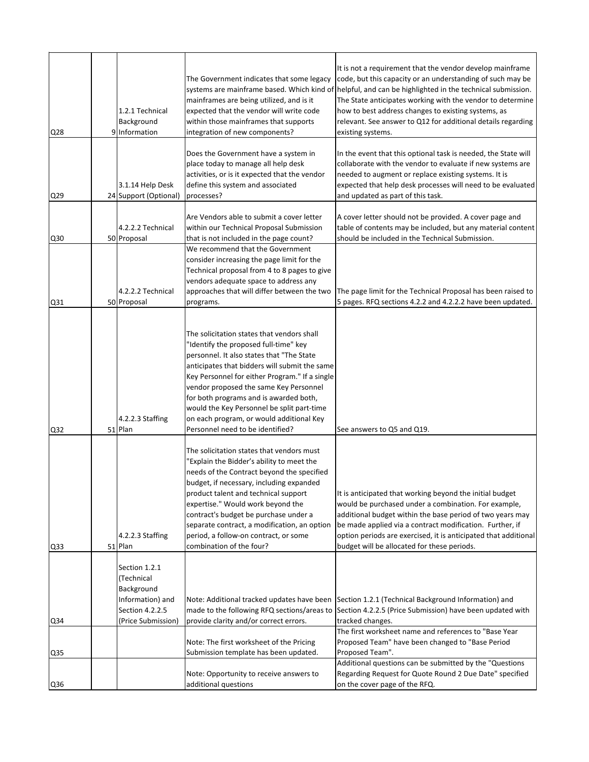| | | | | |
|---|---|---|---|---|
| Q28 | 9 | 1.2.1 Technical Background Information | The Government indicates that some legacy systems are mainframe based. Which kind of mainframes are being utilized, and is it expected that the vendor will write code within those mainframes that supports integration of new components? | It is not a requirement that the vendor develop mainframe code, but this capacity or an understanding of such may be helpful, and can be highlighted in the technical submission. The State anticipates working with the vendor to determine how to best address changes to existing systems, as relevant. See answer to Q12 for additional details regarding existing systems. |
| Q29 | 24 | 3.1.14 Help Desk Support (Optional) | Does the Government have a system in place today to manage all help desk activities, or is it expected that the vendor define this system and associated processes? | In the event that this optional task is needed, the State will collaborate with the vendor to evaluate if new systems are needed to augment or replace existing systems. It is expected that help desk processes will need to be evaluated and updated as part of this task. |
| Q30 | 50 | 4.2.2.2 Technical Proposal | Are Vendors able to submit a cover letter within our Technical Proposal Submission that is not included in the page count? | A cover letter should not be provided. A cover page and table of contents may be included, but any material content should be included in the Technical Submission. |
| Q31 | 50 | 4.2.2.2 Technical Proposal | We recommend that the Government consider increasing the page limit for the Technical proposal from 4 to 8 pages to give vendors adequate space to address any approaches that will differ between the two programs. | The page limit for the Technical Proposal has been raised to 5 pages. RFQ sections 4.2.2 and 4.2.2.2 have been updated. |
| Q32 | 51 | 4.2.2.3 Staffing Plan | The solicitation states that vendors shall "Identify the proposed full-time" key personnel. It also states that "The State anticipates that bidders will submit the same Key Personnel for either Program." If a single vendor proposed the same Key Personnel for both programs and is awarded both, would the Key Personnel be split part-time on each program, or would additional Key Personnel need to be identified? | See answers to Q5 and Q19. |
| Q33 | 51 | 4.2.2.3 Staffing Plan | The solicitation states that vendors must "Explain the Bidder's ability to meet the needs of the Contract beyond the specified budget, if necessary, including expanded product talent and technical support expertise." Would work beyond the contract's budget be purchase under a separate contract, a modification, an option period, a follow-on contract, or some combination of the four? | It is anticipated that working beyond the initial budget would be purchased under a combination. For example, additional budget within the base period of two years may be made applied via a contract modification. Further, if option periods are exercised, it is anticipated that additional budget will be allocated for these periods. |
| Q34 | | Section 1.2.1 (Technical Background Information) and Section 4.2.2.5 (Price Submission) | Note: Additional tracked updates have been made to the following RFQ sections/areas to provide clarity and/or correct errors. | Section 1.2.1 (Technical Background Information) and Section 4.2.2.5 (Price Submission) have been updated with tracked changes. |
| Q35 | | | Note: The first worksheet of the Pricing Submission template has been updated. | The first worksheet name and references to "Base Year Proposed Team" have been changed to "Base Period Proposed Team". |
| Q36 | | | Note: Opportunity to receive answers to additional questions | Additional questions can be submitted by the "Questions Regarding Request for Quote Round 2 Due Date" specified on the cover page of the RFQ. |